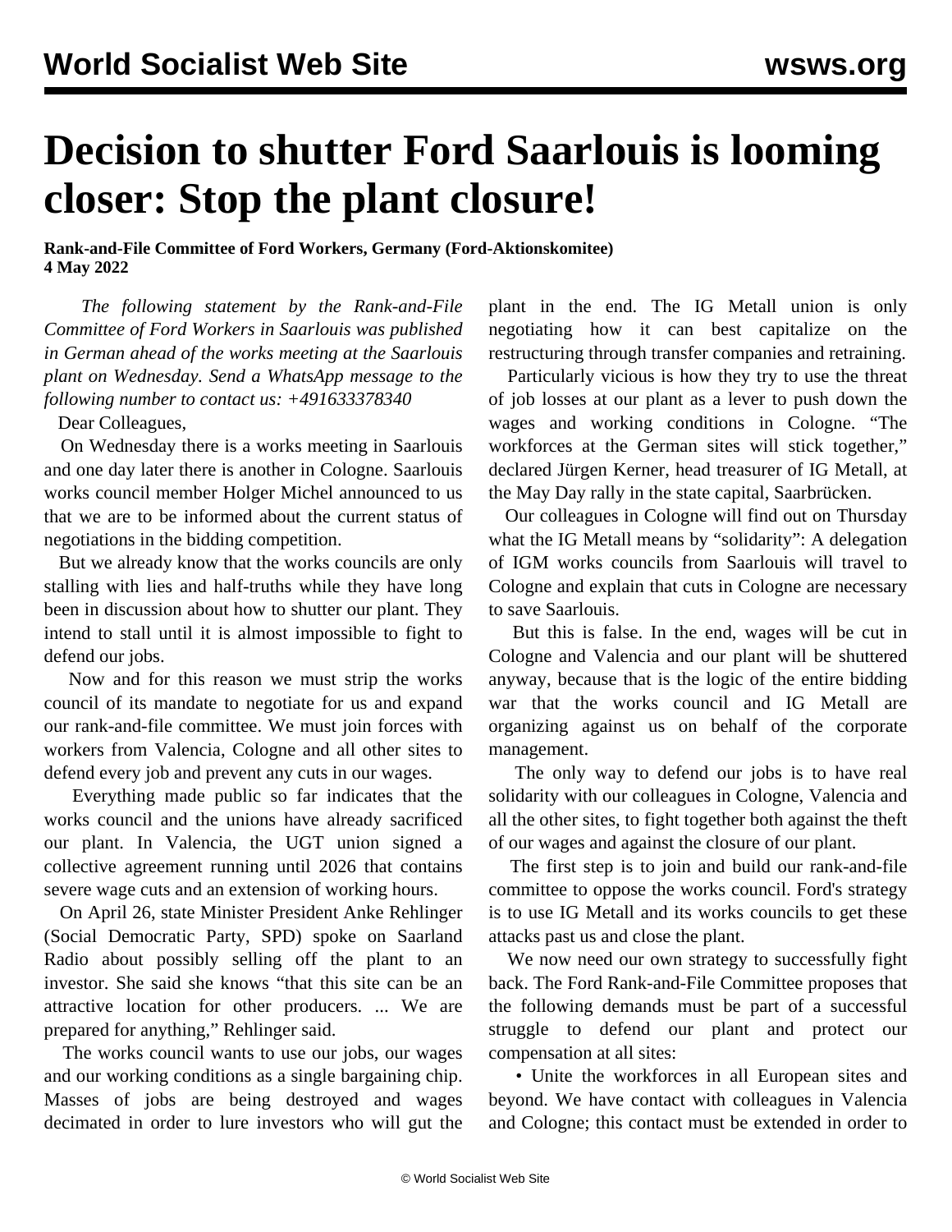# Decision to shutter Ford Saarlouis is looming closer: Stop the plant closure!

**Rank-and-File Committee of Ford Workers, Germany (Ford-Aktionskomitee)**
**4 May 2022**

*The following statement by the Rank-and-File Committee of Ford Workers in Saarlouis was published in German ahead of the works meeting at the Saarlouis plant on Wednesday. Send a WhatsApp message to the following number to contact us: +491633378340*

Dear Colleagues,

On Wednesday there is a works meeting in Saarlouis and one day later there is another in Cologne. Saarlouis works council member Holger Michel announced to us that we are to be informed about the current status of negotiations in the bidding competition.

But we already know that the works councils are only stalling with lies and half-truths while they have long been in discussion about how to shutter our plant. They intend to stall until it is almost impossible to fight to defend our jobs.

Now and for this reason we must strip the works council of its mandate to negotiate for us and expand our rank-and-file committee. We must join forces with workers from Valencia, Cologne and all other sites to defend every job and prevent any cuts in our wages.

Everything made public so far indicates that the works council and the unions have already sacrificed our plant. In Valencia, the UGT union signed a collective agreement running until 2026 that contains severe wage cuts and an extension of working hours.

On April 26, state Minister President Anke Rehlinger (Social Democratic Party, SPD) spoke on Saarland Radio about possibly selling off the plant to an investor. She said she knows "that this site can be an attractive location for other producers. ... We are prepared for anything," Rehlinger said.

The works council wants to use our jobs, our wages and our working conditions as a single bargaining chip. Masses of jobs are being destroyed and wages decimated in order to lure investors who will gut the plant in the end. The IG Metall union is only negotiating how it can best capitalize on the restructuring through transfer companies and retraining.

Particularly vicious is how they try to use the threat of job losses at our plant as a lever to push down the wages and working conditions in Cologne. "The workforces at the German sites will stick together," declared Jürgen Kerner, head treasurer of IG Metall, at the May Day rally in the state capital, Saarbrücken.

Our colleagues in Cologne will find out on Thursday what the IG Metall means by "solidarity": A delegation of IGM works councils from Saarlouis will travel to Cologne and explain that cuts in Cologne are necessary to save Saarlouis.

But this is false. In the end, wages will be cut in Cologne and Valencia and our plant will be shuttered anyway, because that is the logic of the entire bidding war that the works council and IG Metall are organizing against us on behalf of the corporate management.

The only way to defend our jobs is to have real solidarity with our colleagues in Cologne, Valencia and all the other sites, to fight together both against the theft of our wages and against the closure of our plant.

The first step is to join and build our rank-and-file committee to oppose the works council. Ford's strategy is to use IG Metall and its works councils to get these attacks past us and close the plant.

We now need our own strategy to successfully fight back. The Ford Rank-and-File Committee proposes that the following demands must be part of a successful struggle to defend our plant and protect our compensation at all sites:

- Unite the workforces in all European sites and beyond. We have contact with colleagues in Valencia and Cologne; this contact must be extended in order to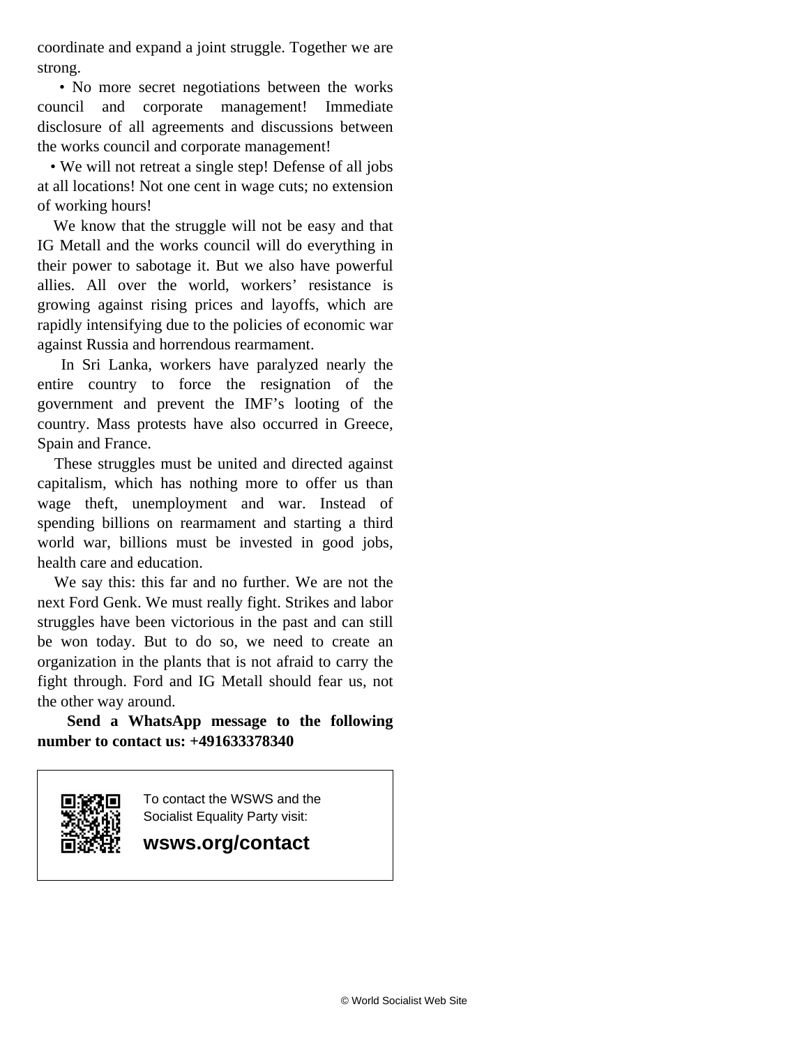coordinate and expand a joint struggle. Together we are strong.

- No more secret negotiations between the works council and corporate management! Immediate disclosure of all agreements and discussions between the works council and corporate management!
- We will not retreat a single step! Defense of all jobs at all locations! Not one cent in wage cuts; no extension of working hours!

We know that the struggle will not be easy and that IG Metall and the works council will do everything in their power to sabotage it. But we also have powerful allies. All over the world, workers' resistance is growing against rising prices and layoffs, which are rapidly intensifying due to the policies of economic war against Russia and horrendous rearmament.

In Sri Lanka, workers have paralyzed nearly the entire country to force the resignation of the government and prevent the IMF's looting of the country. Mass protests have also occurred in Greece, Spain and France.

These struggles must be united and directed against capitalism, which has nothing more to offer us than wage theft, unemployment and war. Instead of spending billions on rearmament and starting a third world war, billions must be invested in good jobs, health care and education.

We say this: this far and no further. We are not the next Ford Genk. We must really fight. Strikes and labor struggles have been victorious in the past and can still be won today. But to do so, we need to create an organization in the plants that is not afraid to carry the fight through. Ford and IG Metall should fear us, not the other way around.

**Send a WhatsApp message to the following number to contact us: +491633378340**

To contact the WSWS and the Socialist Equality Party visit:

**wsws.org/contact**